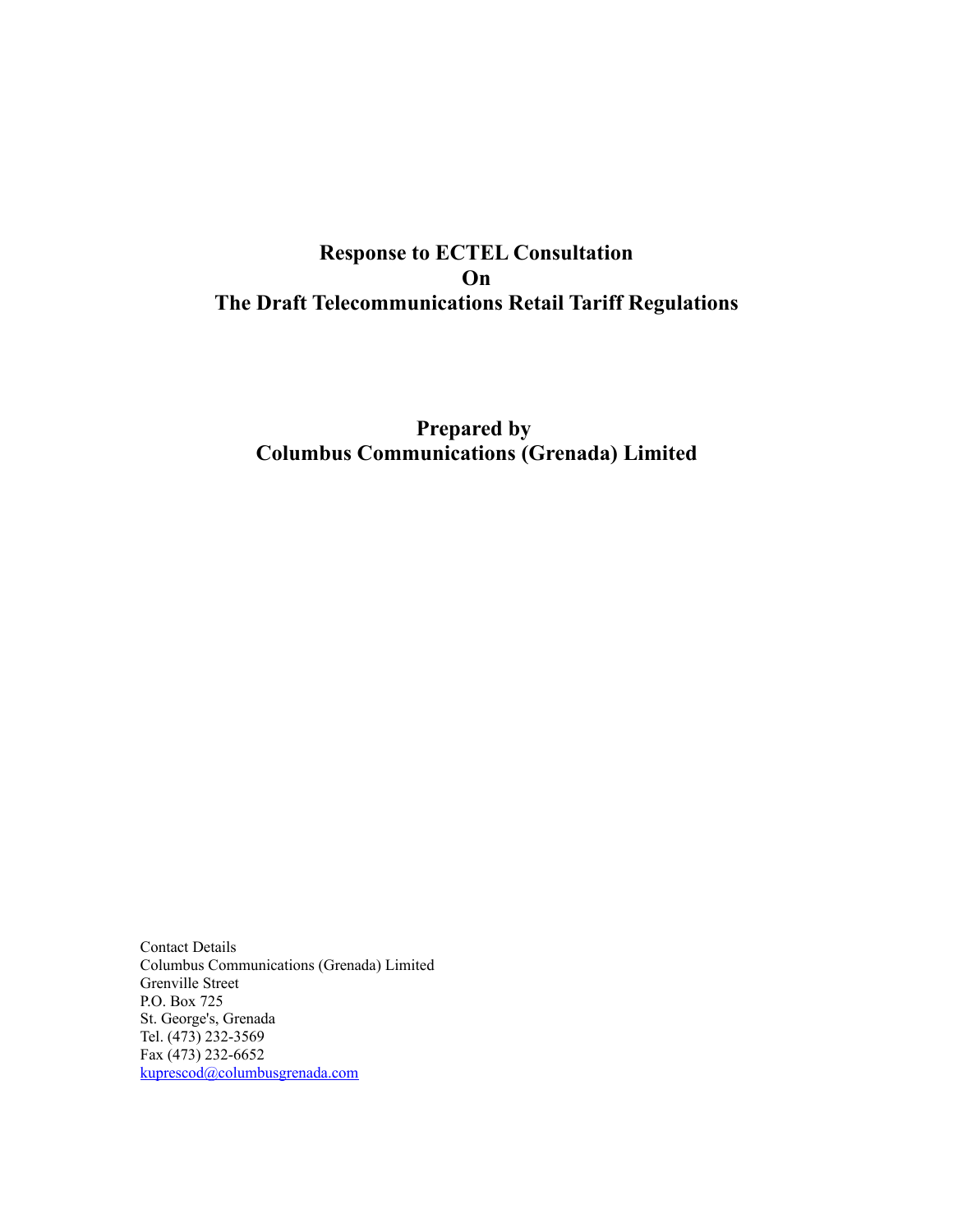# Response to ECTEL Consultation
# On
# The Draft Telecommunications Retail Tariff Regulations

## Prepared by
## Columbus Communications (Grenada) Limited

Contact Details
Columbus Communications (Grenada) Limited
Grenville Street
P.O. Box 725
St. George's, Grenada
Tel. (473) 232-3569
Fax (473) 232-6652
kuprescod@columbusgrenada.com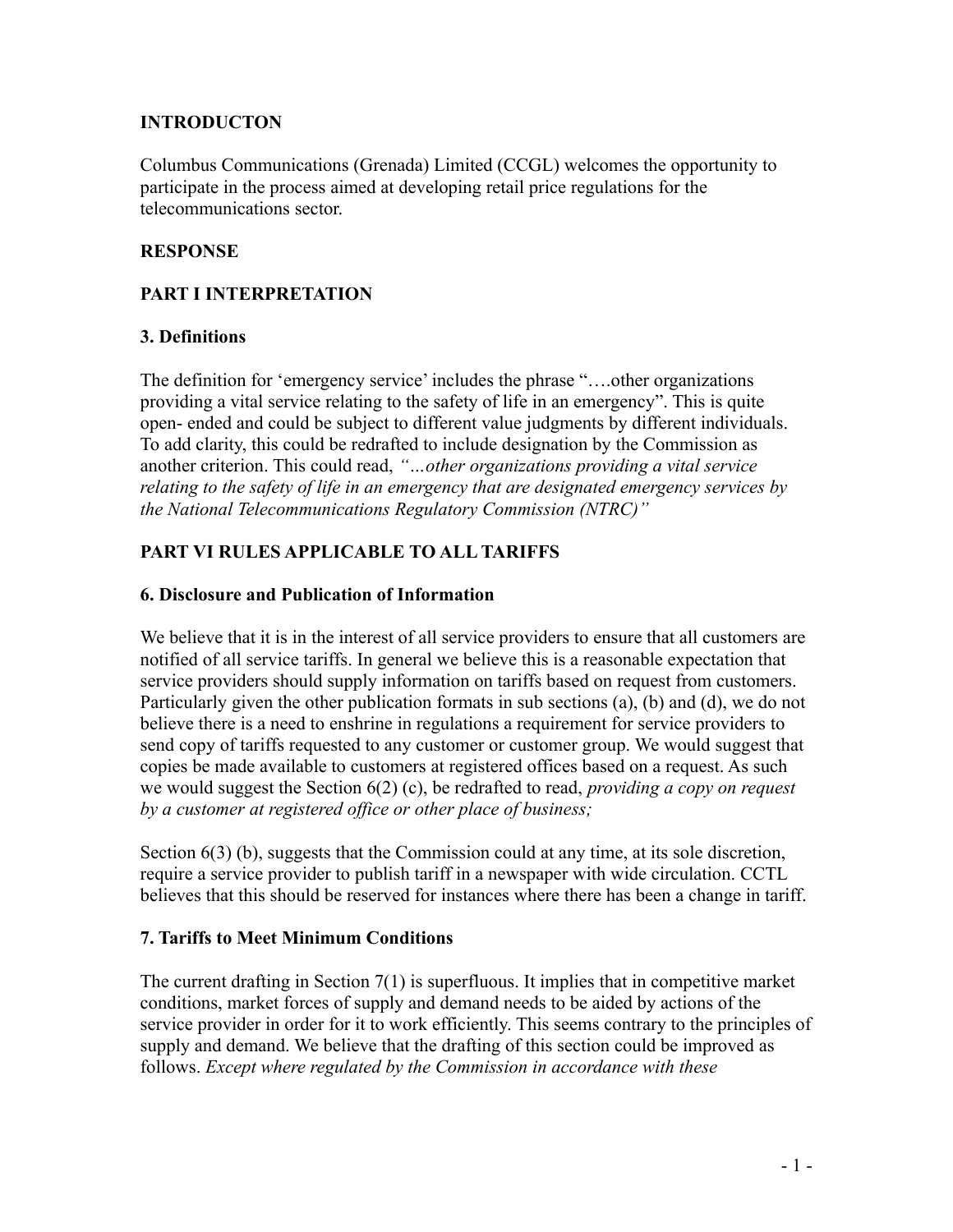**INTRODUCTON**

Columbus Communications (Grenada) Limited (CCGL) welcomes the opportunity to participate in the process aimed at developing retail price regulations for the telecommunications sector.

**RESPONSE**

**PART I INTERPRETATION**

**3. Definitions**

The definition for 'emergency service' includes the phrase "….other organizations providing a vital service relating to the safety of life in an emergency". This is quite open- ended and could be subject to different value judgments by different individuals. To add clarity, this could be redrafted to include designation by the Commission as another criterion. This could read, *"…other organizations providing a vital service relating to the safety of life in an emergency that are designated emergency services by the National Telecommunications Regulatory Commission (NTRC)"*

**PART VI RULES APPLICABLE TO ALL TARIFFS**

**6. Disclosure and Publication of Information**

We believe that it is in the interest of all service providers to ensure that all customers are notified of all service tariffs. In general we believe this is a reasonable expectation that service providers should supply information on tariffs based on request from customers. Particularly given the other publication formats in sub sections (a), (b) and (d), we do not believe there is a need to enshrine in regulations a requirement for service providers to send copy of tariffs requested to any customer or customer group. We would suggest that copies be made available to customers at registered offices based on a request. As such we would suggest the Section 6(2) (c), be redrafted to read, *providing a copy on request by a customer at registered office or other place of business;*

Section 6(3) (b), suggests that the Commission could at any time, at its sole discretion, require a service provider to publish tariff in a newspaper with wide circulation. CCTL believes that this should be reserved for instances where there has been a change in tariff.

**7. Tariffs to Meet Minimum Conditions**

The current drafting in Section 7(1) is superfluous. It implies that in competitive market conditions, market forces of supply and demand needs to be aided by actions of the service provider in order for it to work efficiently. This seems contrary to the principles of supply and demand. We believe that the drafting of this section could be improved as follows. *Except where regulated by the Commission in accordance with these*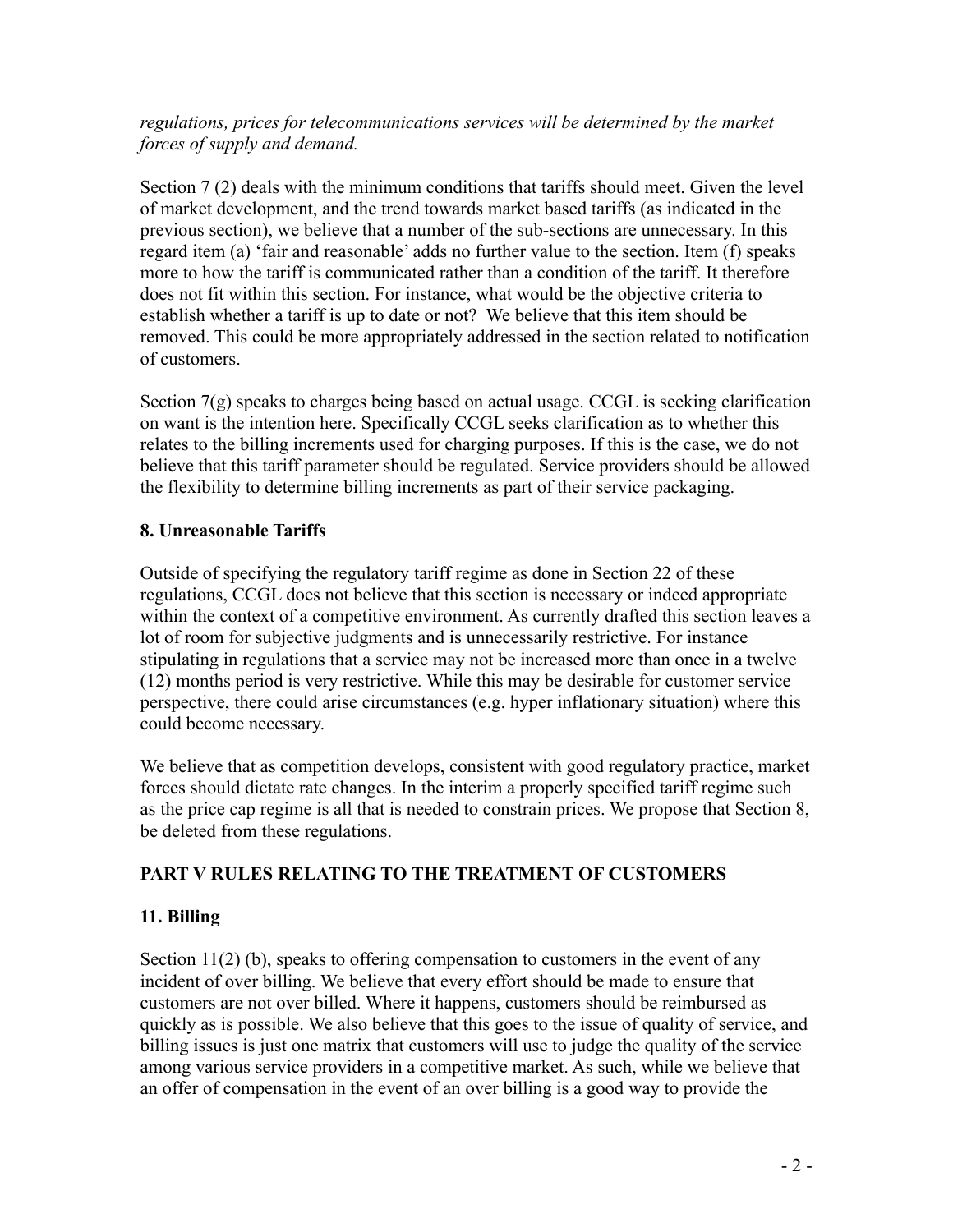*regulations, prices for telecommunications services will be determined by the market forces of supply and demand.*

Section 7 (2) deals with the minimum conditions that tariffs should meet. Given the level of market development, and the trend towards market based tariffs (as indicated in the previous section), we believe that a number of the sub-sections are unnecessary. In this regard item (a) 'fair and reasonable' adds no further value to the section. Item (f) speaks more to how the tariff is communicated rather than a condition of the tariff. It therefore does not fit within this section. For instance, what would be the objective criteria to establish whether a tariff is up to date or not? We believe that this item should be removed. This could be more appropriately addressed in the section related to notification of customers.

Section 7(g) speaks to charges being based on actual usage. CCGL is seeking clarification on want is the intention here. Specifically CCGL seeks clarification as to whether this relates to the billing increments used for charging purposes. If this is the case, we do not believe that this tariff parameter should be regulated. Service providers should be allowed the flexibility to determine billing increments as part of their service packaging.

## 8. Unreasonable Tariffs

Outside of specifying the regulatory tariff regime as done in Section 22 of these regulations, CCGL does not believe that this section is necessary or indeed appropriate within the context of a competitive environment. As currently drafted this section leaves a lot of room for subjective judgments and is unnecessarily restrictive. For instance stipulating in regulations that a service may not be increased more than once in a twelve (12) months period is very restrictive. While this may be desirable for customer service perspective, there could arise circumstances (e.g. hyper inflationary situation) where this could become necessary.

We believe that as competition develops, consistent with good regulatory practice, market forces should dictate rate changes. In the interim a properly specified tariff regime such as the price cap regime is all that is needed to constrain prices. We propose that Section 8, be deleted from these regulations.

## PART V RULES RELATING TO THE TREATMENT OF CUSTOMERS

## 11. Billing

Section 11(2) (b), speaks to offering compensation to customers in the event of any incident of over billing. We believe that every effort should be made to ensure that customers are not over billed. Where it happens, customers should be reimbursed as quickly as is possible. We also believe that this goes to the issue of quality of service, and billing issues is just one matrix that customers will use to judge the quality of the service among various service providers in a competitive market. As such, while we believe that an offer of compensation in the event of an over billing is a good way to provide the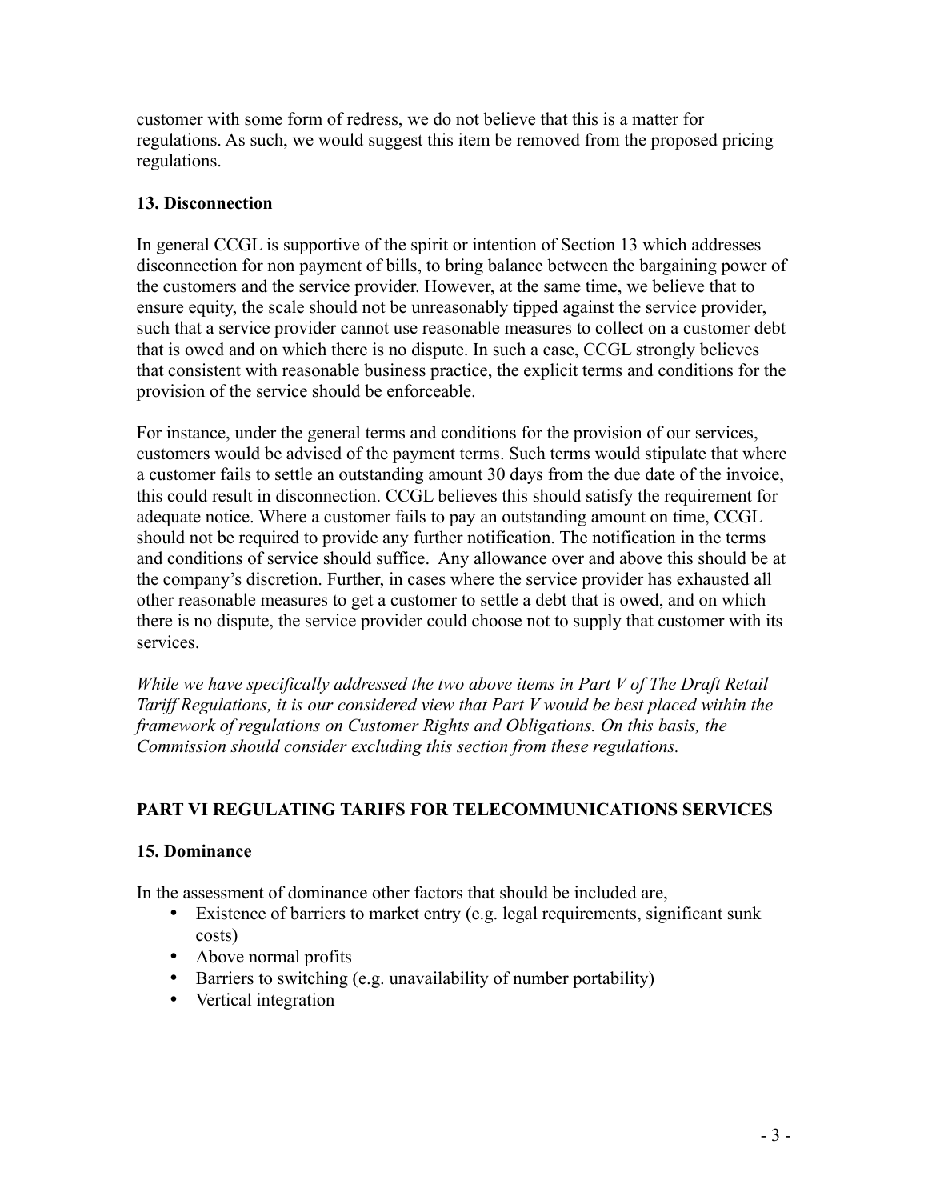customer with some form of redress, we do not believe that this is a matter for regulations. As such, we would suggest this item be removed from the proposed pricing regulations.

### 13. Disconnection

In general CCGL is supportive of the spirit or intention of Section 13 which addresses disconnection for non payment of bills, to bring balance between the bargaining power of the customers and the service provider. However, at the same time, we believe that to ensure equity, the scale should not be unreasonably tipped against the service provider, such that a service provider cannot use reasonable measures to collect on a customer debt that is owed and on which there is no dispute. In such a case, CCGL strongly believes that consistent with reasonable business practice, the explicit terms and conditions for the provision of the service should be enforceable.

For instance, under the general terms and conditions for the provision of our services, customers would be advised of the payment terms. Such terms would stipulate that where a customer fails to settle an outstanding amount 30 days from the due date of the invoice, this could result in disconnection. CCGL believes this should satisfy the requirement for adequate notice. Where a customer fails to pay an outstanding amount on time, CCGL should not be required to provide any further notification. The notification in the terms and conditions of service should suffice. Any allowance over and above this should be at the company's discretion. Further, in cases where the service provider has exhausted all other reasonable measures to get a customer to settle a debt that is owed, and on which there is no dispute, the service provider could choose not to supply that customer with its services.

*While we have specifically addressed the two above items in Part V of The Draft Retail Tariff Regulations, it is our considered view that Part V would be best placed within the framework of regulations on Customer Rights and Obligations. On this basis, the Commission should consider excluding this section from these regulations.*

## PART VI REGULATING TARIFS FOR TELECOMMUNICATIONS SERVICES

### 15. Dominance

In the assessment of dominance other factors that should be included are,

- Existence of barriers to market entry (e.g. legal requirements, significant sunk costs)
- Above normal profits
- Barriers to switching (e.g. unavailability of number portability)
- Vertical integration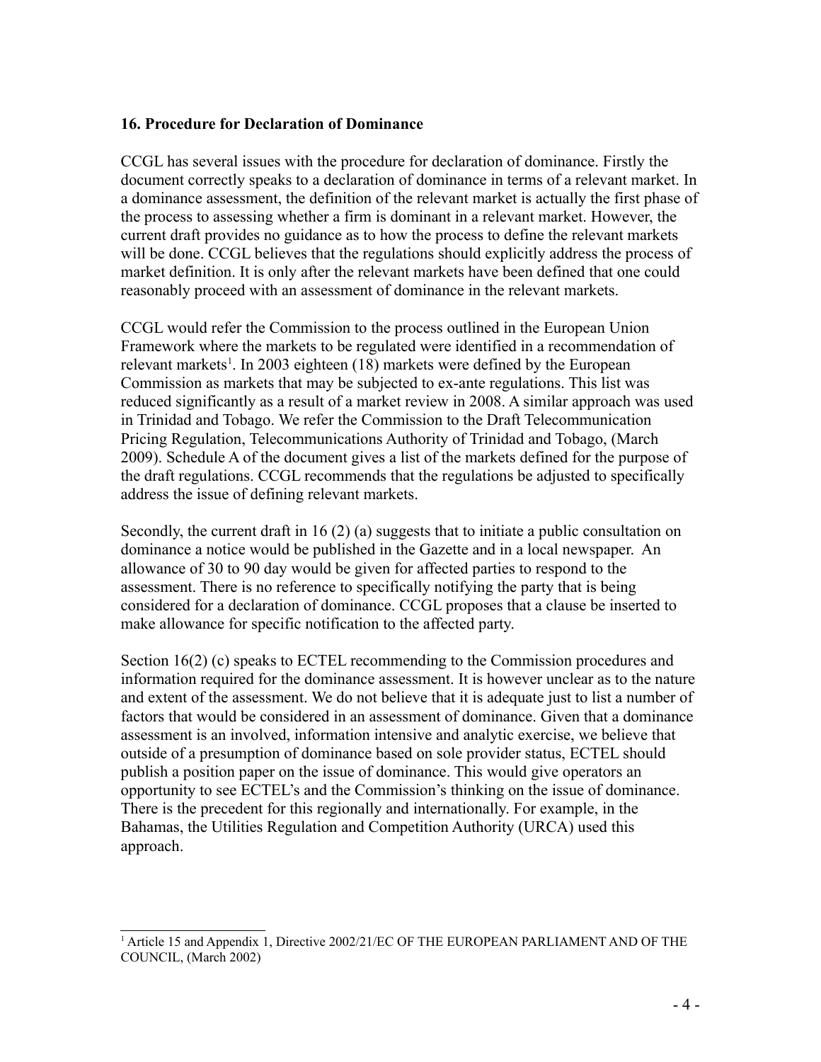### 16. Procedure for Declaration of Dominance

CCGL has several issues with the procedure for declaration of dominance. Firstly the document correctly speaks to a declaration of dominance in terms of a relevant market. In a dominance assessment, the definition of the relevant market is actually the first phase of the process to assessing whether a firm is dominant in a relevant market. However, the current draft provides no guidance as to how the process to define the relevant markets will be done. CCGL believes that the regulations should explicitly address the process of market definition. It is only after the relevant markets have been defined that one could reasonably proceed with an assessment of dominance in the relevant markets.

CCGL would refer the Commission to the process outlined in the European Union Framework where the markets to be regulated were identified in a recommendation of relevant markets[1]. In 2003 eighteen (18) markets were defined by the European Commission as markets that may be subjected to ex-ante regulations. This list was reduced significantly as a result of a market review in 2008. A similar approach was used in Trinidad and Tobago. We refer the Commission to the Draft Telecommunication Pricing Regulation, Telecommunications Authority of Trinidad and Tobago, (March 2009). Schedule A of the document gives a list of the markets defined for the purpose of the draft regulations. CCGL recommends that the regulations be adjusted to specifically address the issue of defining relevant markets.

Secondly, the current draft in 16 (2) (a) suggests that to initiate a public consultation on dominance a notice would be published in the Gazette and in a local newspaper. An allowance of 30 to 90 day would be given for affected parties to respond to the assessment. There is no reference to specifically notifying the party that is being considered for a declaration of dominance. CCGL proposes that a clause be inserted to make allowance for specific notification to the affected party.

Section 16(2) (c) speaks to ECTEL recommending to the Commission procedures and information required for the dominance assessment. It is however unclear as to the nature and extent of the assessment. We do not believe that it is adequate just to list a number of factors that would be considered in an assessment of dominance. Given that a dominance assessment is an involved, information intensive and analytic exercise, we believe that outside of a presumption of dominance based on sole provider status, ECTEL should publish a position paper on the issue of dominance. This would give operators an opportunity to see ECTEL's and the Commission's thinking on the issue of dominance. There is the precedent for this regionally and internationally. For example, in the Bahamas, the Utilities Regulation and Competition Authority (URCA) used this approach.

---

[1] Article 15 and Appendix 1, Directive 2002/21/EC OF THE EUROPEAN PARLIAMENT AND OF THE COUNCIL, (March 2002)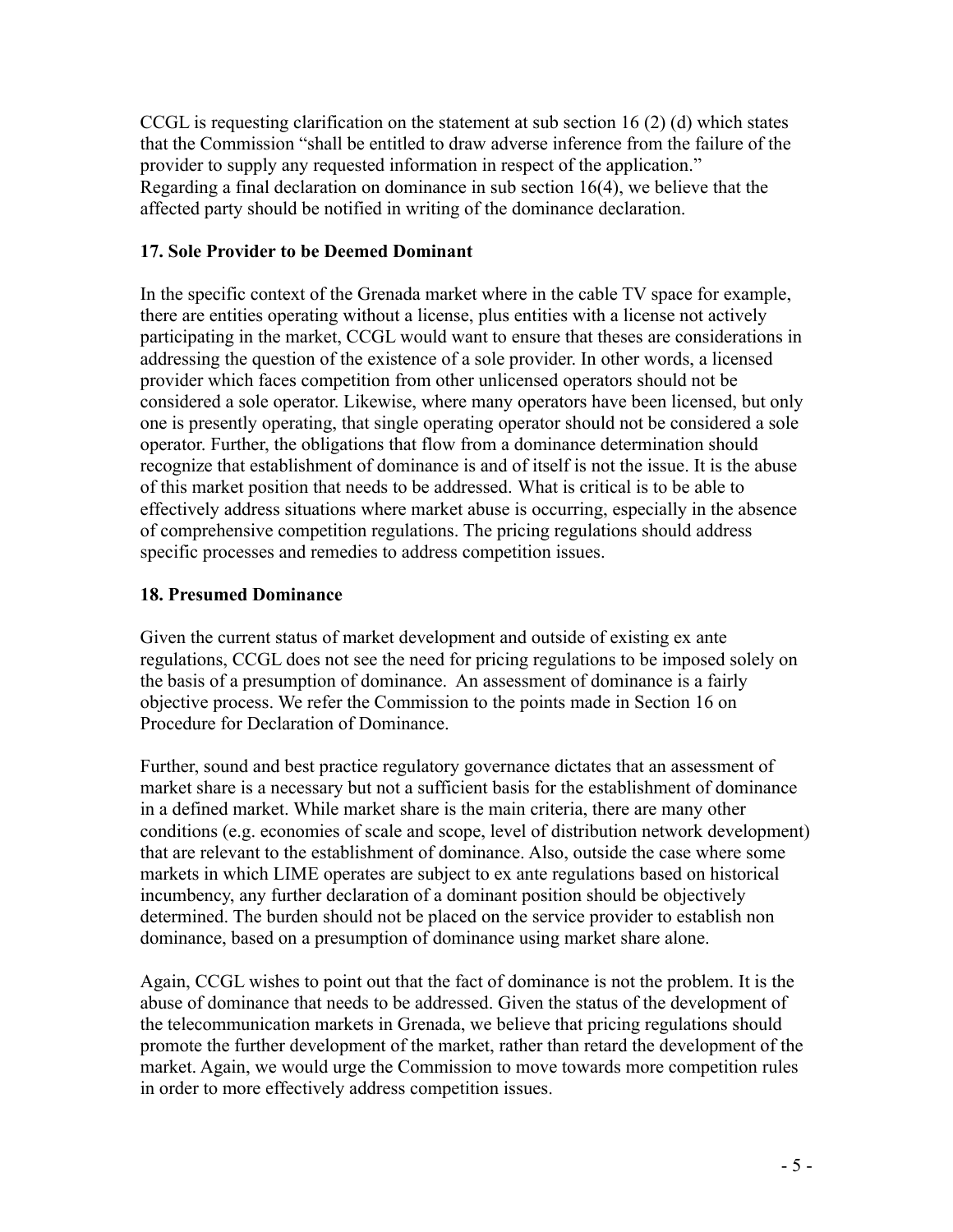CCGL is requesting clarification on the statement at sub section 16 (2) (d) which states that the Commission "shall be entitled to draw adverse inference from the failure of the provider to supply any requested information in respect of the application."
Regarding a final declaration on dominance in sub section 16(4), we believe that the affected party should be notified in writing of the dominance declaration.

**17. Sole Provider to be Deemed Dominant**

In the specific context of the Grenada market where in the cable TV space for example, there are entities operating without a license, plus entities with a license not actively participating in the market, CCGL would want to ensure that theses are considerations in addressing the question of the existence of a sole provider. In other words, a licensed provider which faces competition from other unlicensed operators should not be considered a sole operator. Likewise, where many operators have been licensed, but only one is presently operating, that single operating operator should not be considered a sole operator. Further, the obligations that flow from a dominance determination should recognize that establishment of dominance is and of itself is not the issue. It is the abuse of this market position that needs to be addressed. What is critical is to be able to effectively address situations where market abuse is occurring, especially in the absence of comprehensive competition regulations. The pricing regulations should address specific processes and remedies to address competition issues.

**18. Presumed Dominance**

Given the current status of market development and outside of existing ex ante regulations, CCGL does not see the need for pricing regulations to be imposed solely on the basis of a presumption of dominance. An assessment of dominance is a fairly objective process. We refer the Commission to the points made in Section 16 on Procedure for Declaration of Dominance.

Further, sound and best practice regulatory governance dictates that an assessment of market share is a necessary but not a sufficient basis for the establishment of dominance in a defined market. While market share is the main criteria, there are many other conditions (e.g. economies of scale and scope, level of distribution network development) that are relevant to the establishment of dominance. Also, outside the case where some markets in which LIME operates are subject to ex ante regulations based on historical incumbency, any further declaration of a dominant position should be objectively determined. The burden should not be placed on the service provider to establish non dominance, based on a presumption of dominance using market share alone.

Again, CCGL wishes to point out that the fact of dominance is not the problem. It is the abuse of dominance that needs to be addressed. Given the status of the development of the telecommunication markets in Grenada, we believe that pricing regulations should promote the further development of the market, rather than retard the development of the market. Again, we would urge the Commission to move towards more competition rules in order to more effectively address competition issues.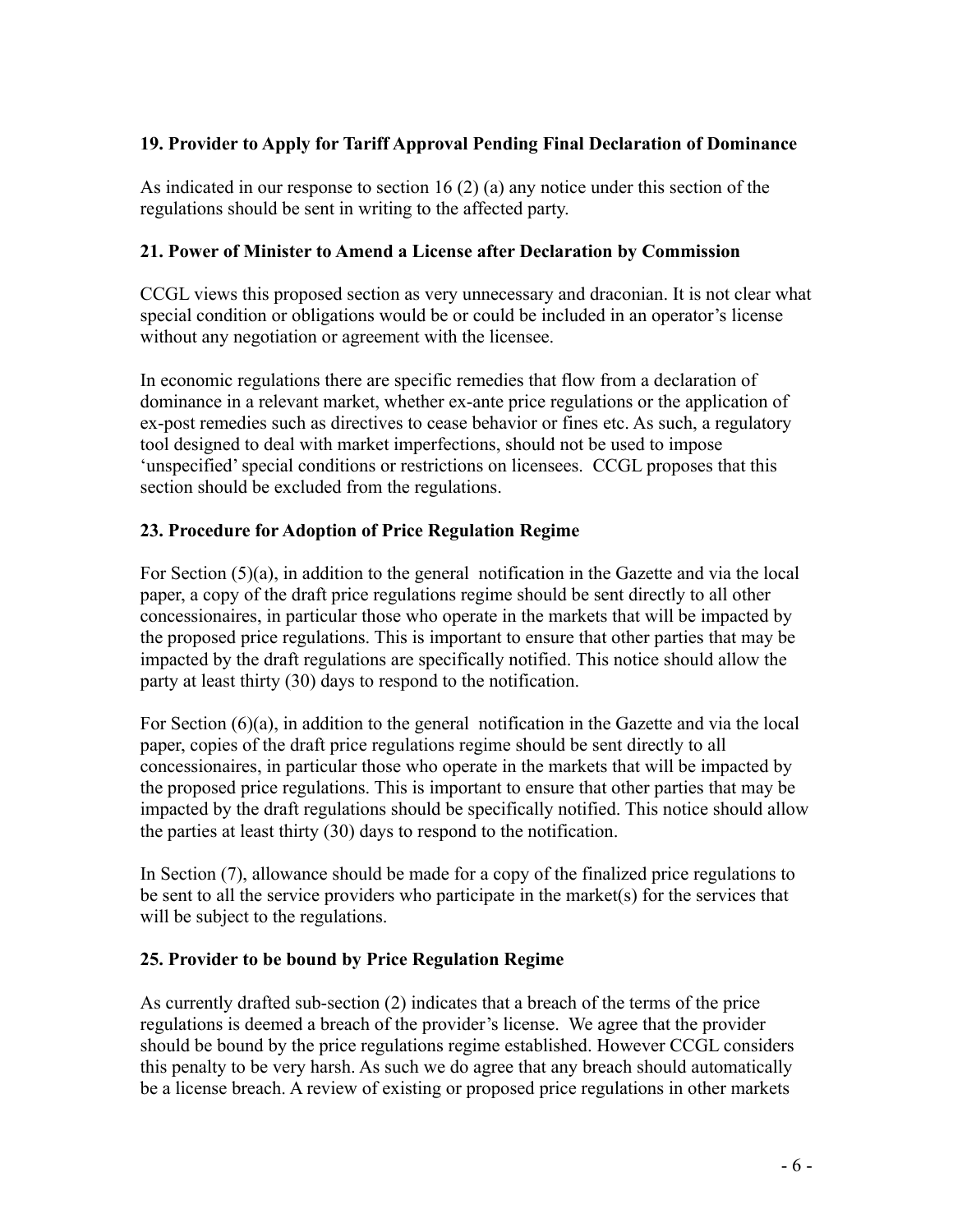### 19. Provider to Apply for Tariff Approval Pending Final Declaration of Dominance

As indicated in our response to section 16 (2) (a) any notice under this section of the regulations should be sent in writing to the affected party.

### 21. Power of Minister to Amend a License after Declaration by Commission

CCGL views this proposed section as very unnecessary and draconian. It is not clear what special condition or obligations would be or could be included in an operator's license without any negotiation or agreement with the licensee.

In economic regulations there are specific remedies that flow from a declaration of dominance in a relevant market, whether ex-ante price regulations or the application of ex-post remedies such as directives to cease behavior or fines etc. As such, a regulatory tool designed to deal with market imperfections, should not be used to impose 'unspecified' special conditions or restrictions on licensees. CCGL proposes that this section should be excluded from the regulations.

### 23. Procedure for Adoption of Price Regulation Regime

For Section (5)(a), in addition to the general notification in the Gazette and via the local paper, a copy of the draft price regulations regime should be sent directly to all other concessionaires, in particular those who operate in the markets that will be impacted by the proposed price regulations. This is important to ensure that other parties that may be impacted by the draft regulations are specifically notified. This notice should allow the party at least thirty (30) days to respond to the notification.

For Section (6)(a), in addition to the general notification in the Gazette and via the local paper, copies of the draft price regulations regime should be sent directly to all concessionaires, in particular those who operate in the markets that will be impacted by the proposed price regulations. This is important to ensure that other parties that may be impacted by the draft regulations should be specifically notified. This notice should allow the parties at least thirty (30) days to respond to the notification.

In Section (7), allowance should be made for a copy of the finalized price regulations to be sent to all the service providers who participate in the market(s) for the services that will be subject to the regulations.

### 25. Provider to be bound by Price Regulation Regime

As currently drafted sub-section (2) indicates that a breach of the terms of the price regulations is deemed a breach of the provider's license. We agree that the provider should be bound by the price regulations regime established. However CCGL considers this penalty to be very harsh. As such we do agree that any breach should automatically be a license breach. A review of existing or proposed price regulations in other markets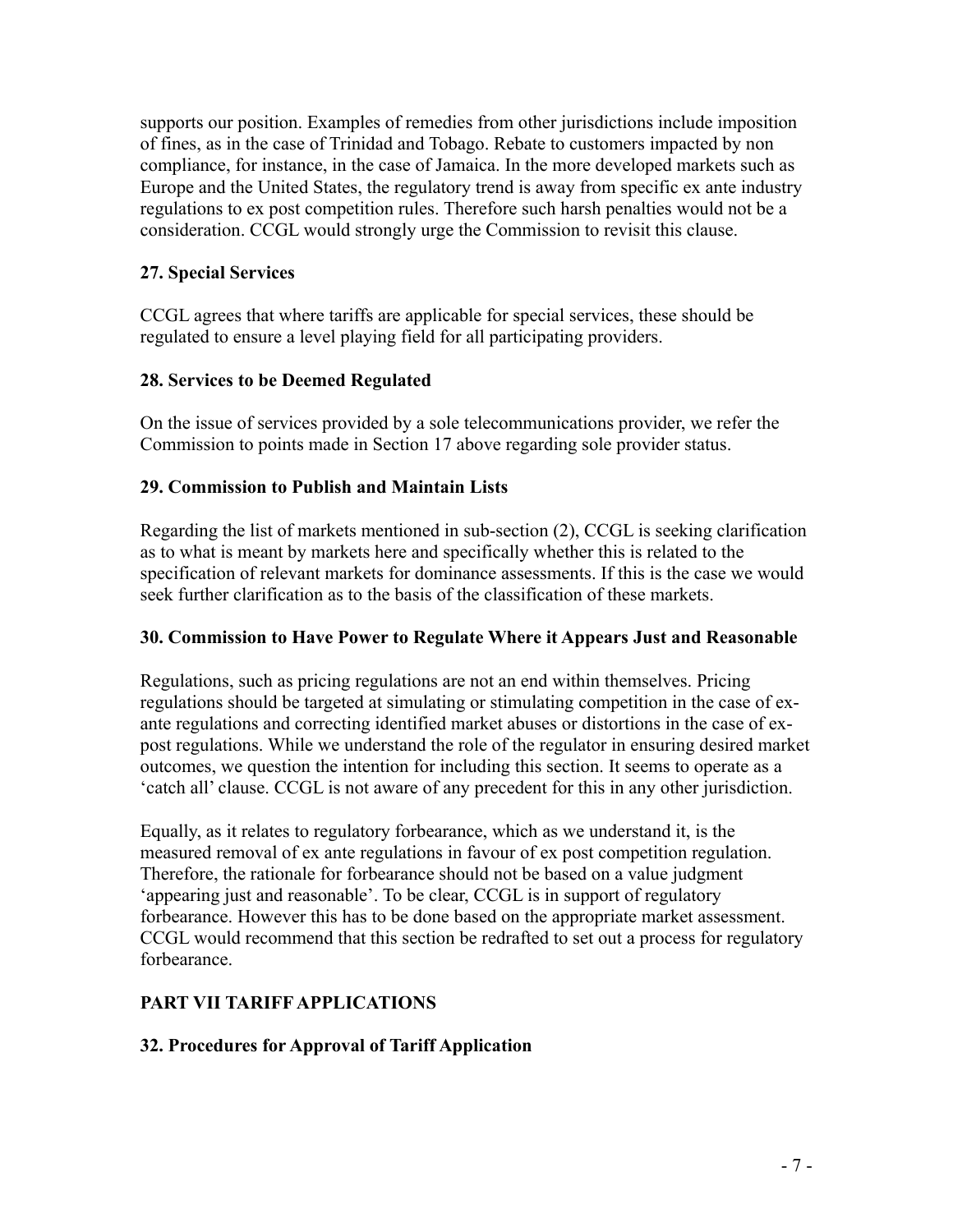supports our position. Examples of remedies from other jurisdictions include imposition of fines, as in the case of Trinidad and Tobago. Rebate to customers impacted by non compliance, for instance, in the case of Jamaica. In the more developed markets such as Europe and the United States, the regulatory trend is away from specific ex ante industry regulations to ex post competition rules. Therefore such harsh penalties would not be a consideration. CCGL would strongly urge the Commission to revisit this clause.

### 27. Special Services

CCGL agrees that where tariffs are applicable for special services, these should be regulated to ensure a level playing field for all participating providers.

### 28. Services to be Deemed Regulated

On the issue of services provided by a sole telecommunications provider, we refer the Commission to points made in Section 17 above regarding sole provider status.

### 29. Commission to Publish and Maintain Lists

Regarding the list of markets mentioned in sub-section (2), CCGL is seeking clarification as to what is meant by markets here and specifically whether this is related to the specification of relevant markets for dominance assessments. If this is the case we would seek further clarification as to the basis of the classification of these markets.

### 30. Commission to Have Power to Regulate Where it Appears Just and Reasonable

Regulations, such as pricing regulations are not an end within themselves. Pricing regulations should be targeted at simulating or stimulating competition in the case of ex-ante regulations and correcting identified market abuses or distortions in the case of ex-post regulations. While we understand the role of the regulator in ensuring desired market outcomes, we question the intention for including this section. It seems to operate as a 'catch all' clause. CCGL is not aware of any precedent for this in any other jurisdiction.

Equally, as it relates to regulatory forbearance, which as we understand it, is the measured removal of ex ante regulations in favour of ex post competition regulation. Therefore, the rationale for forbearance should not be based on a value judgment 'appearing just and reasonable'. To be clear, CCGL is in support of regulatory forbearance. However this has to be done based on the appropriate market assessment. CCGL would recommend that this section be redrafted to set out a process for regulatory forbearance.

## PART VII TARIFF APPLICATIONS

### 32. Procedures for Approval of Tariff Application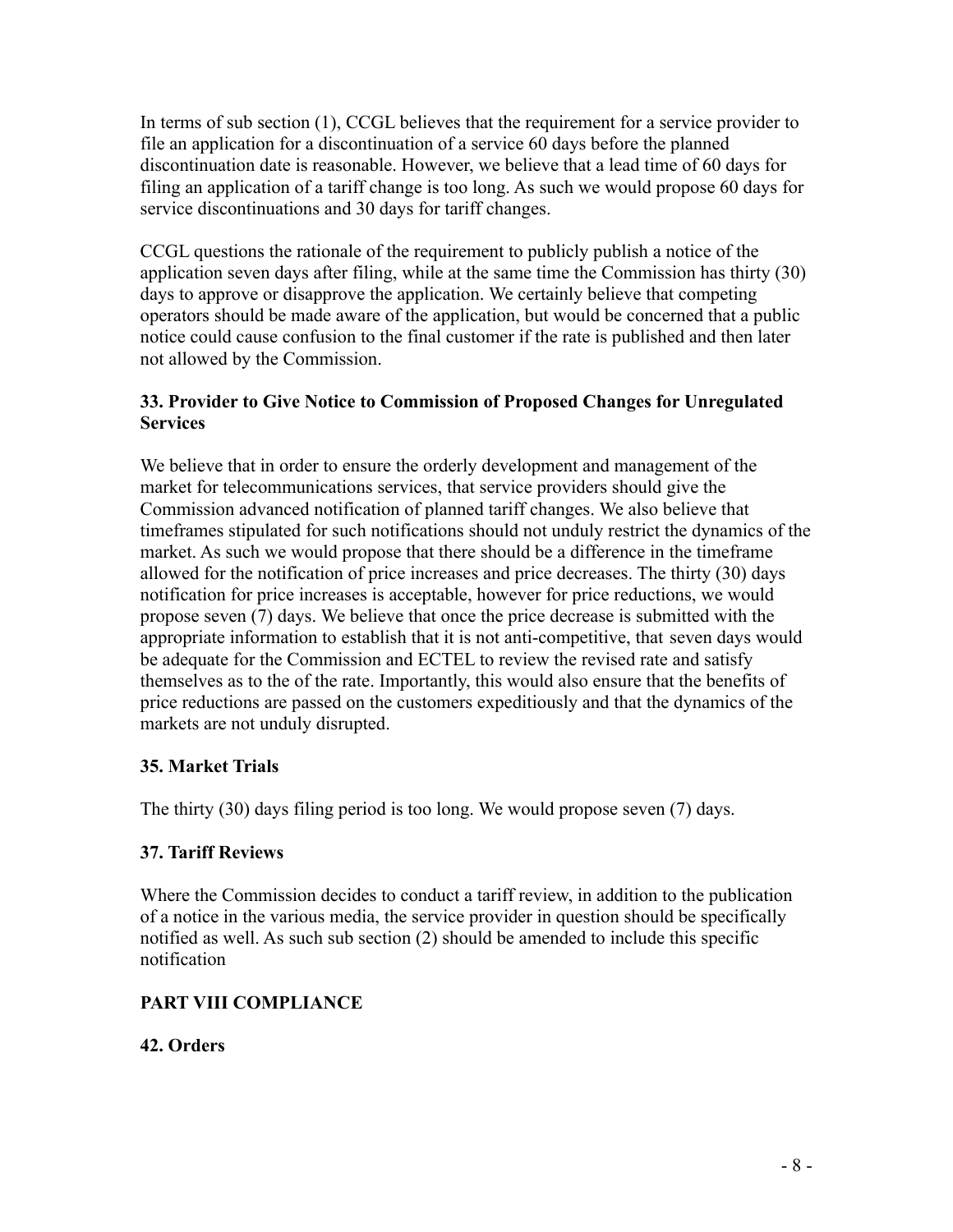In terms of sub section (1), CCGL believes that the requirement for a service provider to file an application for a discontinuation of a service 60 days before the planned discontinuation date is reasonable. However, we believe that a lead time of 60 days for filing an application of a tariff change is too long. As such we would propose 60 days for service discontinuations and 30 days for tariff changes.

CCGL questions the rationale of the requirement to publicly publish a notice of the application seven days after filing, while at the same time the Commission has thirty (30) days to approve or disapprove the application. We certainly believe that competing operators should be made aware of the application, but would be concerned that a public notice could cause confusion to the final customer if the rate is published and then later not allowed by the Commission.

### 33. Provider to Give Notice to Commission of Proposed Changes for Unregulated Services

We believe that in order to ensure the orderly development and management of the market for telecommunications services, that service providers should give the Commission advanced notification of planned tariff changes. We also believe that timeframes stipulated for such notifications should not unduly restrict the dynamics of the market. As such we would propose that there should be a difference in the timeframe allowed for the notification of price increases and price decreases. The thirty (30) days notification for price increases is acceptable, however for price reductions, we would propose seven (7) days. We believe that once the price decrease is submitted with the appropriate information to establish that it is not anti-competitive, that seven days would be adequate for the Commission and ECTEL to review the revised rate and satisfy themselves as to the of the rate. Importantly, this would also ensure that the benefits of price reductions are passed on the customers expeditiously and that the dynamics of the markets are not unduly disrupted.

### 35. Market Trials

The thirty (30) days filing period is too long. We would propose seven (7) days.

### 37. Tariff Reviews

Where the Commission decides to conduct a tariff review, in addition to the publication of a notice in the various media, the service provider in question should be specifically notified as well. As such sub section (2) should be amended to include this specific notification

## PART VIII COMPLIANCE

### 42. Orders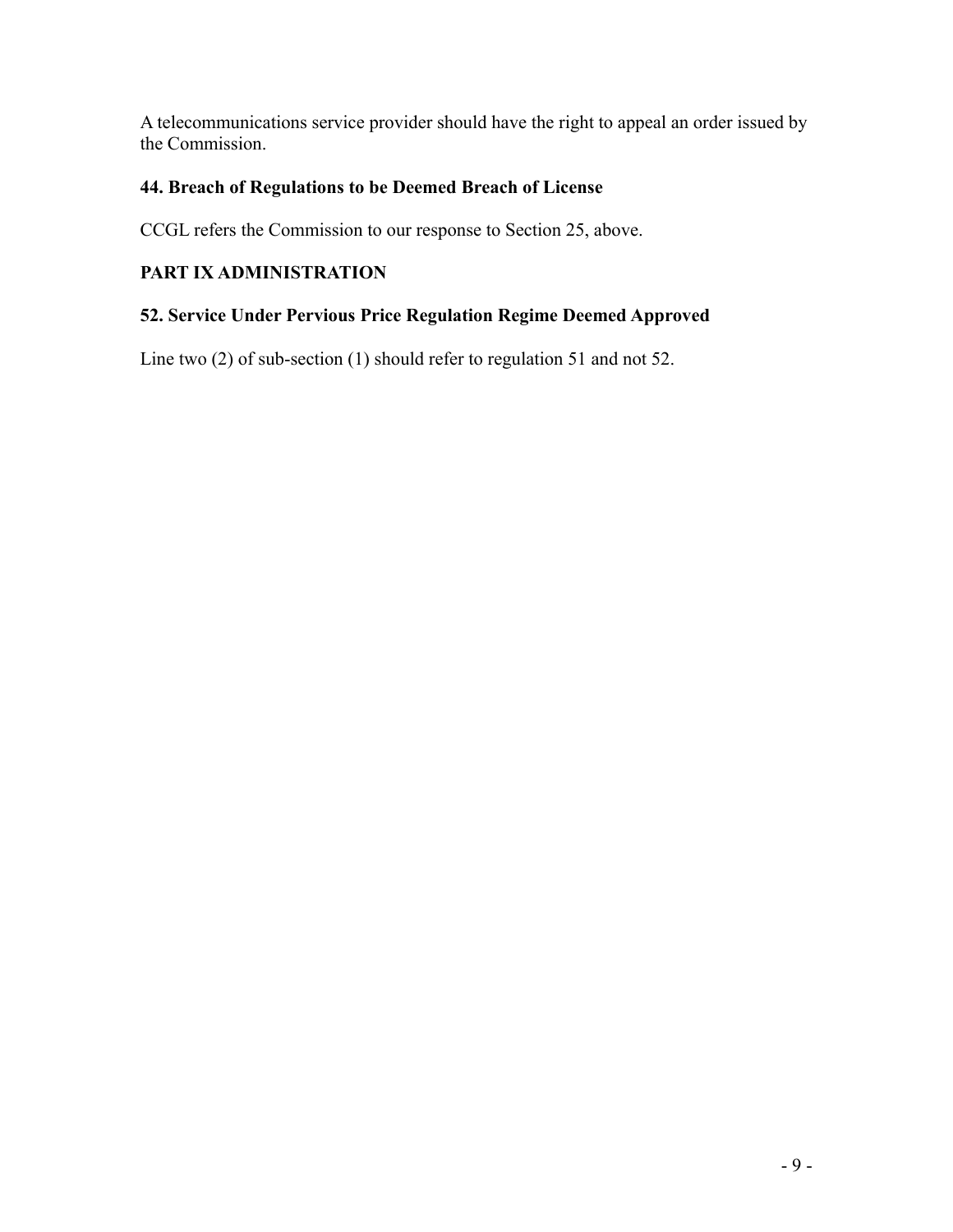A telecommunications service provider should have the right to appeal an order issued by the Commission.

**44. Breach of Regulations to be Deemed Breach of License**

CCGL refers the Commission to our response to Section 25, above.

**PART IX ADMINISTRATION**

**52. Service Under Pervious Price Regulation Regime Deemed Approved**

Line two (2) of sub-section (1) should refer to regulation 51 and not 52.